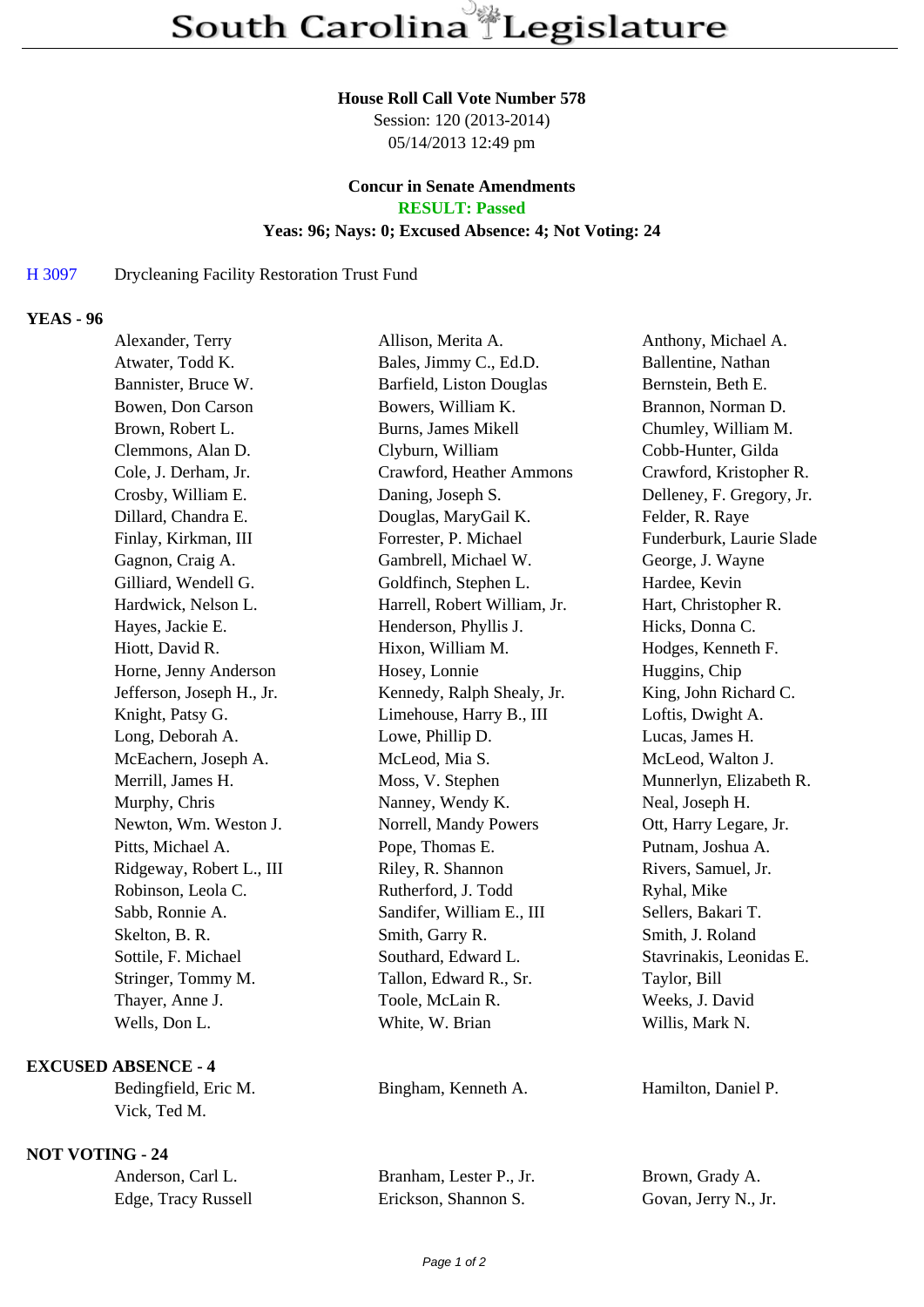# South Carolina Legislature

**House Roll Call Vote Number 578**
Session: 120 (2013-2014)
05/14/2013 12:49 pm

**Concur in Senate Amendments**
**RESULT: Passed**
**Yeas: 96; Nays: 0; Excused Absence: 4; Not Voting: 24**

H 3097 Drycleaning Facility Restoration Trust Fund

## YEAS - 96

| | | |
|---|---|---|
| Alexander, Terry | Allison, Merita A. | Anthony, Michael A. |
| Atwater, Todd K. | Bales, Jimmy C., Ed.D. | Ballentine, Nathan |
| Bannister, Bruce W. | Barfield, Liston Douglas | Bernstein, Beth E. |
| Bowen, Don Carson | Bowers, William K. | Brannon, Norman D. |
| Brown, Robert L. | Burns, James Mikell | Chumley, William M. |
| Clemmons, Alan D. | Clyburn, William | Cobb-Hunter, Gilda |
| Cole, J. Derham, Jr. | Crawford, Heather Ammons | Crawford, Kristopher R. |
| Crosby, William E. | Daning, Joseph S. | Delleney, F. Gregory, Jr. |
| Dillard, Chandra E. | Douglas, MaryGail K. | Felder, R. Raye |
| Finlay, Kirkman, III | Forrester, P. Michael | Funderburk, Laurie Slade |
| Gagnon, Craig A. | Gambrell, Michael W. | George, J. Wayne |
| Gilliard, Wendell G. | Goldfinch, Stephen L. | Hardee, Kevin |
| Hardwick, Nelson L. | Harrell, Robert William, Jr. | Hart, Christopher R. |
| Hayes, Jackie E. | Henderson, Phyllis J. | Hicks, Donna C. |
| Hiott, David R. | Hixon, William M. | Hodges, Kenneth F. |
| Horne, Jenny Anderson | Hosey, Lonnie | Huggins, Chip |
| Jefferson, Joseph H., Jr. | Kennedy, Ralph Shealy, Jr. | King, John Richard C. |
| Knight, Patsy G. | Limehouse, Harry B., III | Loftis, Dwight A. |
| Long, Deborah A. | Lowe, Phillip D. | Lucas, James H. |
| McEachern, Joseph A. | McLeod, Mia S. | McLeod, Walton J. |
| Merrill, James H. | Moss, V. Stephen | Munnerlyn, Elizabeth R. |
| Murphy, Chris | Nanney, Wendy K. | Neal, Joseph H. |
| Newton, Wm. Weston J. | Norrell, Mandy Powers | Ott, Harry Legare, Jr. |
| Pitts, Michael A. | Pope, Thomas E. | Putnam, Joshua A. |
| Ridgeway, Robert L., III | Riley, R. Shannon | Rivers, Samuel, Jr. |
| Robinson, Leola C. | Rutherford, J. Todd | Ryhal, Mike |
| Sabb, Ronnie A. | Sandifer, William E., III | Sellers, Bakari T. |
| Skelton, B. R. | Smith, Garry R. | Smith, J. Roland |
| Sottile, F. Michael | Southard, Edward L. | Stavrinakis, Leonidas E. |
| Stringer, Tommy M. | Tallon, Edward R., Sr. | Taylor, Bill |
| Thayer, Anne J. | Toole, McLain R. | Weeks, J. David |
| Wells, Don L. | White, W. Brian | Willis, Mark N. |

## EXCUSED ABSENCE - 4

| | | |
|---|---|---|
| Bedingfield, Eric M. | Bingham, Kenneth A. | Hamilton, Daniel P. |
| Vick, Ted M. | | |

## NOT VOTING - 24

| | | |
|---|---|---|
| Anderson, Carl L. | Branham, Lester P., Jr. | Brown, Grady A. |
| Edge, Tracy Russell | Erickson, Shannon S. | Govan, Jerry N., Jr. |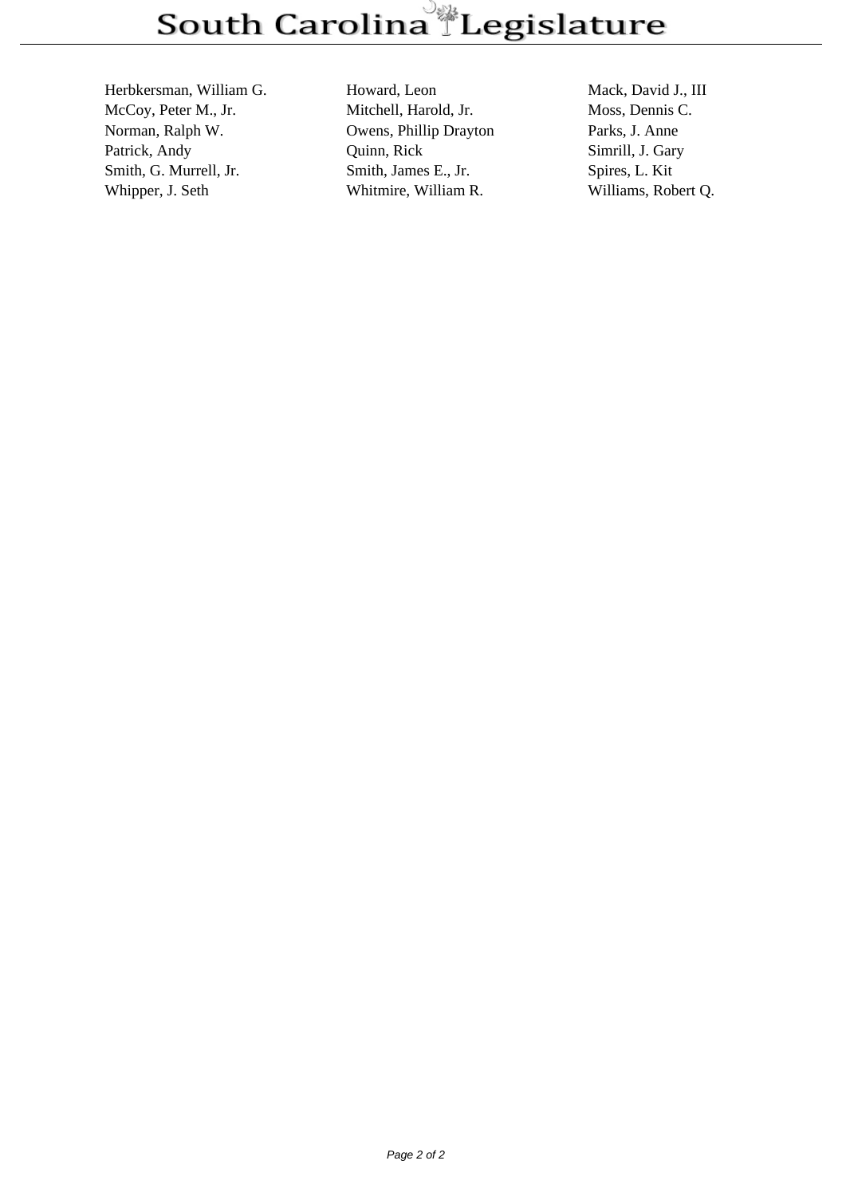| | | |
|---|---|---|
| Herbkersman, William G. | Howard, Leon | Mack, David J., III |
| McCoy, Peter M., Jr. | Mitchell, Harold, Jr. | Moss, Dennis C. |
| Norman, Ralph W. | Owens, Phillip Drayton | Parks, J. Anne |
| Patrick, Andy | Quinn, Rick | Simrill, J. Gary |
| Smith, G. Murrell, Jr. | Smith, James E., Jr. | Spires, L. Kit |
| Whipper, J. Seth | Whitmire, William R. | Williams, Robert Q. |